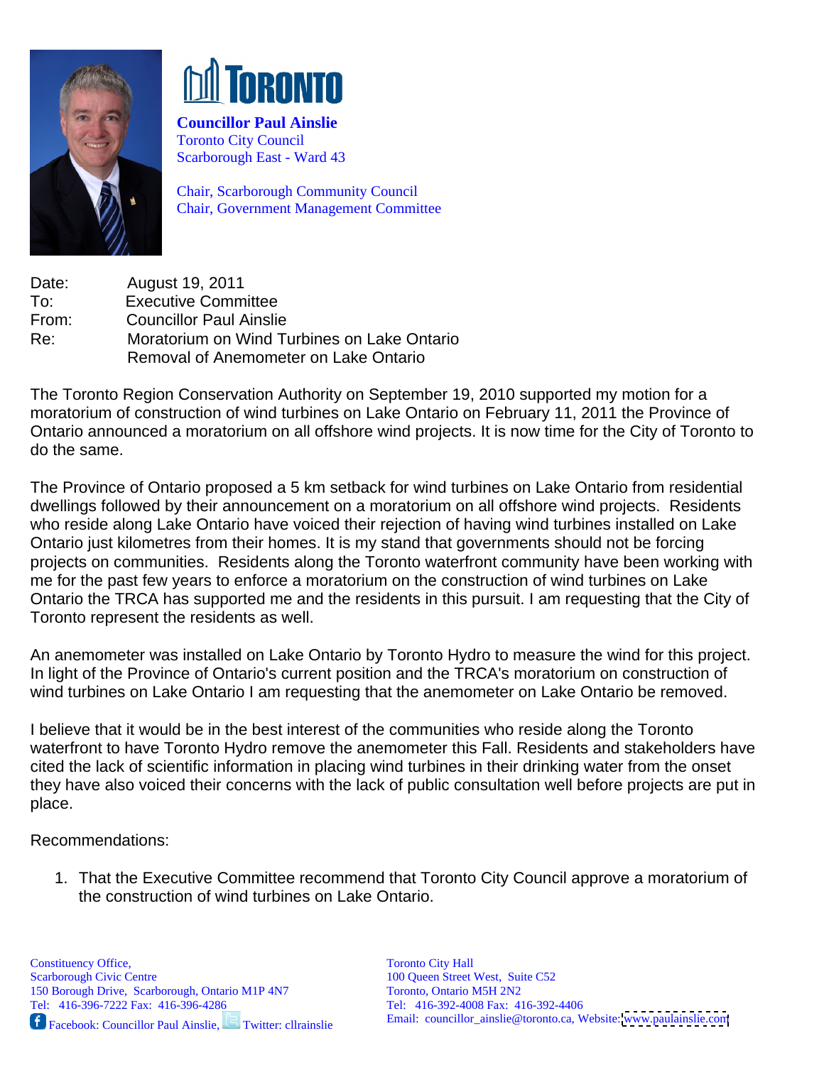# TORONTO

**Councillor Paul Ainslie**
Toronto City Council
Scarborough East - Ward 43

Chair, Scarborough Community Council
Chair, Government Management Committee

Date: August 19, 2011
To: Executive Committee
From: Councillor Paul Ainslie
Re: Moratorium on Wind Turbines on Lake Ontario
Removal of Anemometer on Lake Ontario

The Toronto Region Conservation Authority on September 19, 2010 supported my motion for a moratorium of construction of wind turbines on Lake Ontario on February 11, 2011 the Province of Ontario announced a moratorium on all offshore wind projects. It is now time for the City of Toronto to do the same.

The Province of Ontario proposed a 5 km setback for wind turbines on Lake Ontario from residential dwellings followed by their announcement on a moratorium on all offshore wind projects. Residents who reside along Lake Ontario have voiced their rejection of having wind turbines installed on Lake Ontario just kilometres from their homes. It is my stand that governments should not be forcing projects on communities. Residents along the Toronto waterfront community have been working with me for the past few years to enforce a moratorium on the construction of wind turbines on Lake Ontario the TRCA has supported me and the residents in this pursuit. I am requesting that the City of Toronto represent the residents as well.

An anemometer was installed on Lake Ontario by Toronto Hydro to measure the wind for this project. In light of the Province of Ontario's current position and the TRCA's moratorium on construction of wind turbines on Lake Ontario I am requesting that the anemometer on Lake Ontario be removed.

I believe that it would be in the best interest of the communities who reside along the Toronto waterfront to have Toronto Hydro remove the anemometer this Fall. Residents and stakeholders have cited the lack of scientific information in placing wind turbines in their drinking water from the onset they have also voiced their concerns with the lack of public consultation well before projects are put in place.

Recommendations:

1. That the Executive Committee recommend that Toronto City Council approve a moratorium of the construction of wind turbines on Lake Ontario.

Constituency Office,
Scarborough Civic Centre
150 Borough Drive, Scarborough, Ontario M1P 4N7
Tel: 416-396-7222 Fax: 416-396-4286
Facebook: Councillor Paul Ainslie, Twitter: cllrainslie

Toronto City Hall
100 Queen Street West, Suite C52
Toronto, Ontario M5H 2N2
Tel: 416-392-4008 Fax: 416-392-4406
Email: councillor_ainslie@toronto.ca, Website: www.paulainslie.com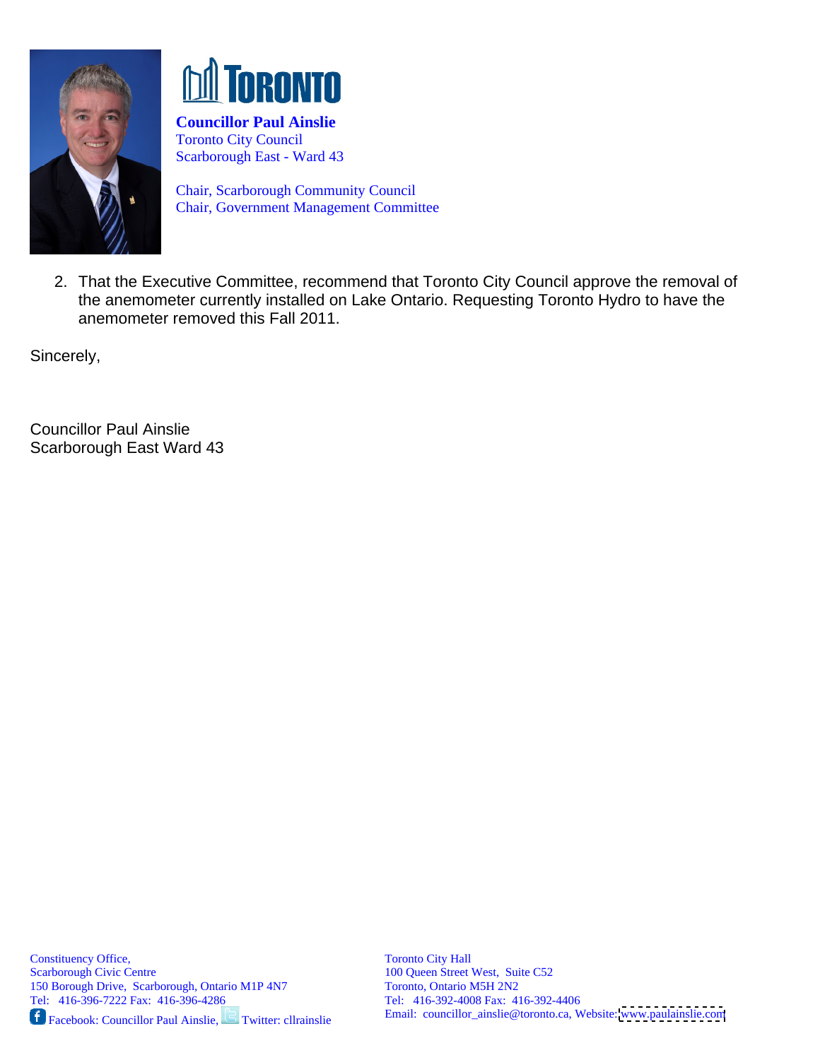**Councillor Paul Ainslie**
Toronto City Council
Scarborough East - Ward 43

Chair, Scarborough Community Council
Chair, Government Management Committee

2. That the Executive Committee, recommend that Toronto City Council approve the removal of the anemometer currently installed on Lake Ontario. Requesting Toronto Hydro to have the anemometer removed this Fall 2011.

Sincerely,

Councillor Paul Ainslie
Scarborough East Ward 43

Constituency Office,
Scarborough Civic Centre
150 Borough Drive, Scarborough, Ontario M1P 4N7
Tel: 416-396-7222 Fax: 416-396-4286
Facebook: Councillor Paul Ainslie, Twitter: cllrainslie

Toronto City Hall
100 Queen Street West, Suite C52
Toronto, Ontario M5H 2N2
Tel: 416-392-4008 Fax: 416-392-4406
Email: councillor_ainslie@toronto.ca, Website: www.paulainslie.com